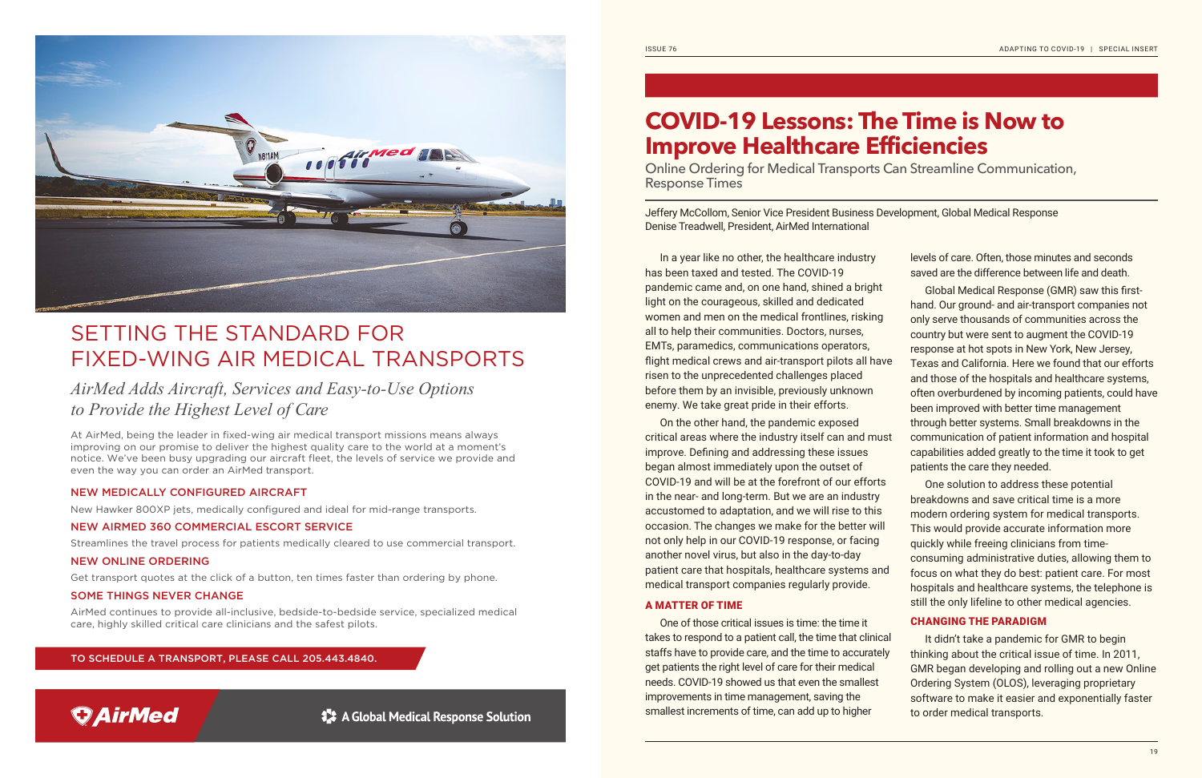# SETTING THE STANDARD FOR FIXED-WING AIR MEDICAL TRANSPORTS

## *AirMed Adds Aircraft, Services and Easy-to-Use Options to Provide the Highest Level of Care*

At AirMed, being the leader in fixed-wing air medical transport missions means always improving on our promise to deliver the highest quality care to the world at a moment's notice. We've been busy upgrading our aircraft fleet, the levels of service we provide and even the way you can order an AirMed transport.

### NEW MEDICALLY CONFIGURED AIRCRAFT

New Hawker 800XP jets, medically configured and ideal for mid-range transports.

### NEW AIRMED 360 COMMERCIAL ESCORT SERVICE

Streamlines the travel process for patients medically cleared to use commercial transport.

### NEW ONLINE ORDERING

Get transport quotes at the click of a button, ten times faster than ordering by phone.

### SOME THINGS NEVER CHANGE

AirMed continues to provide all-inclusive, bedside-to-bedside service, specialized medical care, highly skilled critical care clinicians and the safest pilots.

**TO SCHEDULE A TRANSPORT, PLEASE CALL 205.443.4840.**

AirMed — A Global Medical Response Solution

# COVID-19 Lessons: The Time is Now to Improve Healthcare Efficiencies

## Online Ordering for Medical Transports Can Streamline Communication, Response Times

Jeffery McCollom, Senior Vice President Business Development, Global Medical Response
Denise Treadwell, President, AirMed International

In a year like no other, the healthcare industry has been taxed and tested. The COVID-19 pandemic came and, on one hand, shined a bright light on the courageous, skilled and dedicated women and men on the medical frontlines, risking all to help their communities. Doctors, nurses, EMTs, paramedics, communications operators, flight medical crews and air-transport pilots all have risen to the unprecedented challenges placed before them by an invisible, previously unknown enemy. We take great pride in their efforts.

On the other hand, the pandemic exposed critical areas where the industry itself can and must improve. Defining and addressing these issues began almost immediately upon the outset of COVID-19 and will be at the forefront of our efforts in the near- and long-term. But we are an industry accustomed to adaptation, and we will rise to this occasion. The changes we make for the better will not only help in our COVID-19 response, or facing another novel virus, but also in the day-to-day patient care that hospitals, healthcare systems and medical transport companies regularly provide.

### A MATTER OF TIME

One of those critical issues is time: the time it takes to respond to a patient call, the time that clinical staffs have to provide care, and the time to accurately get patients the right level of care for their medical needs. COVID-19 showed us that even the smallest improvements in time management, saving the smallest increments of time, can add up to higher levels of care. Often, those minutes and seconds saved are the difference between life and death.

Global Medical Response (GMR) saw this first-hand. Our ground- and air-transport companies not only serve thousands of communities across the country but were sent to augment the COVID-19 response at hot spots in New York, New Jersey, Texas and California. Here we found that our efforts and those of the hospitals and healthcare systems, often overburdened by incoming patients, could have been improved with better time management through better systems. Small breakdowns in the communication of patient information and hospital capabilities added greatly to the time it took to get patients the care they needed.

One solution to address these potential breakdowns and save critical time is a more modern ordering system for medical transports. This would provide accurate information more quickly while freeing clinicians from time-consuming administrative duties, allowing them to focus on what they do best: patient care. For most hospitals and healthcare systems, the telephone is still the only lifeline to other medical agencies.

### CHANGING THE PARADIGM

It didn't take a pandemic for GMR to begin thinking about the critical issue of time. In 2011, GMR began developing and rolling out a new Online Ordering System (OLOS), leveraging proprietary software to make it easier and exponentially faster to order medical transports.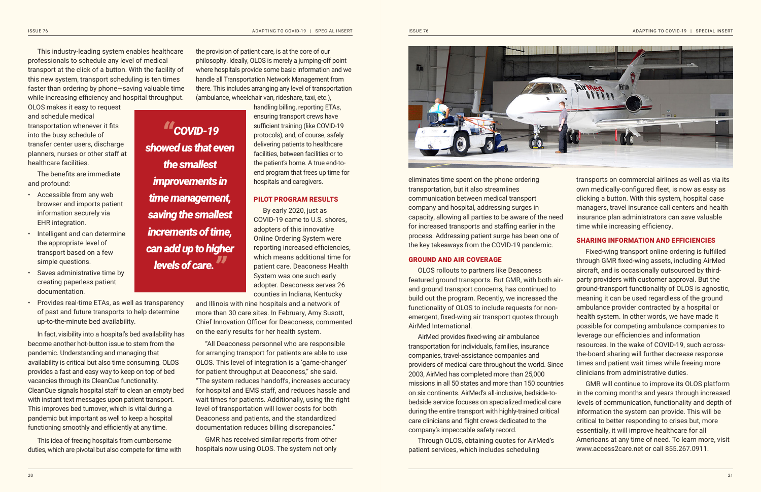This industry-leading system enables healthcare professionals to schedule any level of medical transport at the click of a button. With the facility of this new system, transport scheduling is ten times faster than ordering by phone—saving valuable time while increasing efficiency and hospital throughput. OLOS makes it easy to request and schedule medical transportation whenever it fits into the busy schedule of transfer center users, discharge planners, nurses or other staff at healthcare facilities.

The benefits are immediate and profound:

- Accessible from any web browser and imports patient information securely via EHR integration.
- Intelligent and can determine the appropriate level of transport based on a few simple questions.
- Saves administrative time by creating paperless patient documentation.
- Provides real-time ETAs, as well as transparency of past and future transports to help determine up-to-the-minute bed availability.

In fact, visibility into a hospital's bed availability has become another hot-button issue to stem from the pandemic. Understanding and managing that availability is critical but also time consuming. OLOS provides a fast and easy way to keep on top of bed vacancies through its CleanCue functionality. CleanCue signals hospital staff to clean an empty bed with instant text messages upon patient transport. This improves bed turnover, which is vital during a pandemic but important as well to keep a hospital functioning smoothly and efficiently at any time.

This idea of freeing hospitals from cumbersome duties, which are pivotal but also compete for time with the provision of patient care, is at the core of our philosophy. Ideally, OLOS is merely a jumping-off point where hospitals provide some basic information and we handle all Transportation Network Management from there. This includes arranging any level of transportation (ambulance, wheelchair van, rideshare, taxi, etc.), handling billing, reporting ETAs, ensuring transport crews have sufficient training (like COVID-19 protocols), and, of course, safely delivering patients to healthcare facilities, between facilities or to the patient's home. A true end-to-end program that frees up time for hospitals and caregivers.

> ***"COVID-19 showed us that even the smallest improvements in time management, saving the smallest increments of time, can add up to higher levels of care."***

## PILOT PROGRAM RESULTS

By early 2020, just as COVID-19 came to U.S. shores, adopters of this innovative Online Ordering System were reporting increased efficiencies, which means additional time for patient care. Deaconess Health System was one such early adopter. Deaconess serves 26 counties in Indiana, Kentucky and Illinois with nine hospitals and a network of more than 30 care sites. In February, Amy Susott, Chief Innovation Officer for Deaconess, commented on the early results for her health system.

"All Deaconess personnel who are responsible for arranging transport for patients are able to use OLOS. This level of integration is a 'game-changer' for patient throughput at Deaconess," she said. "The system reduces handoffs, increases accuracy for hospital and EMS staff, and reduces hassle and wait times for patients. Additionally, using the right level of transportation will lower costs for both Deaconess and patients, and the standardized documentation reduces billing discrepancies."

GMR has received similar reports from other hospitals now using OLOS. The system not only eliminates time spent on the phone ordering transportation, but it also streamlines communication between medical transport company and hospital, addressing surges in capacity, allowing all parties to be aware of the need for increased transports and staffing earlier in the process. Addressing patient surge has been one of the key takeaways from the COVID-19 pandemic.

## GROUND AND AIR COVERAGE

OLOS rollouts to partners like Deaconess featured ground transports. But GMR, with both air- and ground transport concerns, has continued to build out the program. Recently, we increased the functionality of OLOS to include requests for non-emergent, fixed-wing air transport quotes through AirMed International.

AirMed provides fixed-wing air ambulance transportation for individuals, families, insurance companies, travel-assistance companies and providers of medical care throughout the world. Since 2003, AirMed has completed more than 25,000 missions in all 50 states and more than 150 countries on six continents. AirMed's all-inclusive, bedside-to-bedside service focuses on specialized medical care during the entire transport with highly-trained critical care clinicians and flight crews dedicated to the company's impeccable safety record.

Through OLOS, obtaining quotes for AirMed's patient services, which includes scheduling transports on commercial airlines as well as via its own medically-configured fleet, is now as easy as clicking a button. With this system, hospital case managers, travel insurance call centers and health insurance plan administrators can save valuable time while increasing efficiency.

## SHARING INFORMATION AND EFFICIENCIES

Fixed-wing transport online ordering is fulfilled through GMR fixed-wing assets, including AirMed aircraft, and is occasionally outsourced by third-party providers with customer approval. But the ground-transport functionality of OLOS is agnostic, meaning it can be used regardless of the ground ambulance provider contracted by a hospital or health system. In other words, we have made it possible for competing ambulance companies to leverage our efficiencies and information resources. In the wake of COVID-19, such across-the-board sharing will further decrease response times and patient wait times while freeing more clinicians from administrative duties.

GMR will continue to improve its OLOS platform in the coming months and years through increased levels of communication, functionality and depth of information the system can provide. This will be critical to better responding to crises but, more essentially, it will improve healthcare for all Americans at any time of need. To learn more, visit www.access2care.net or call 855.267.0911.